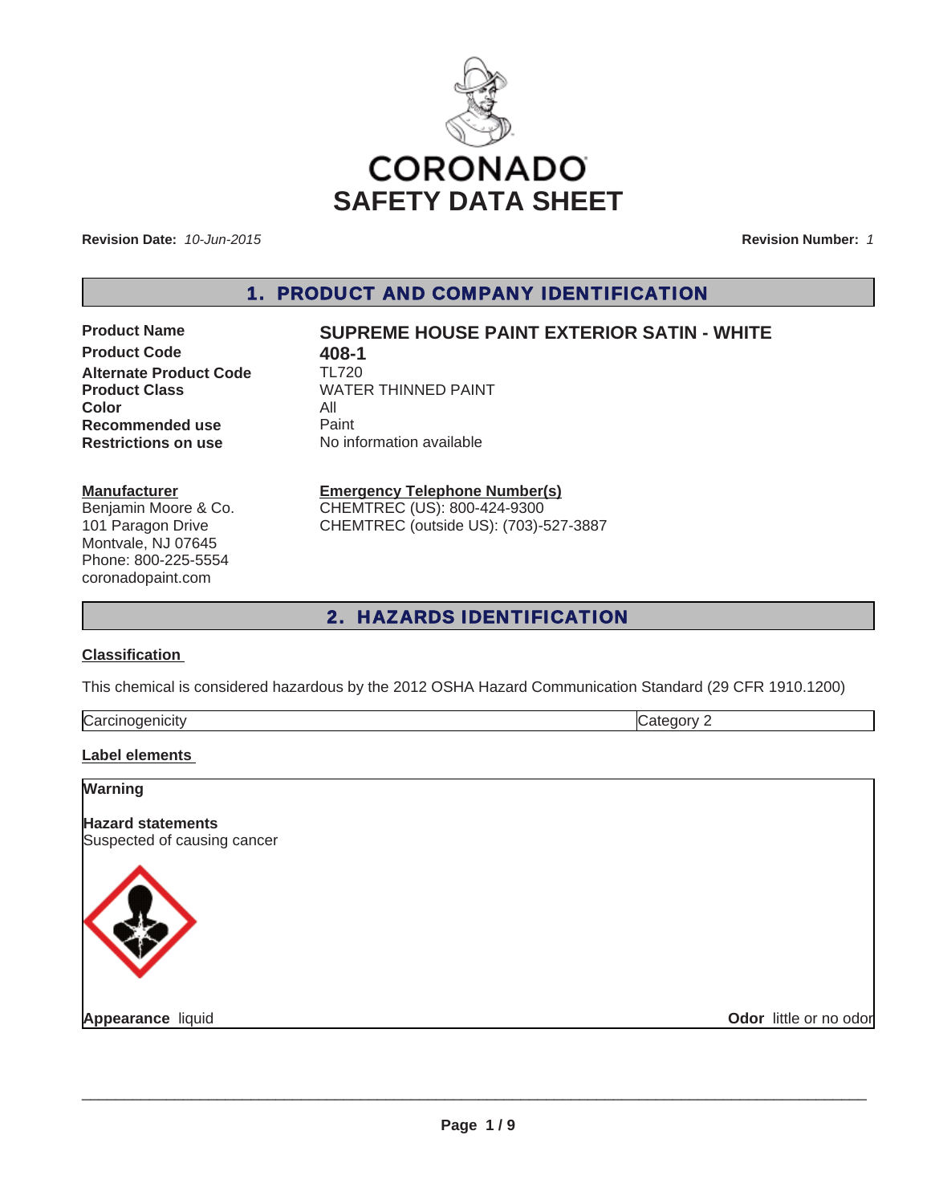# CORONADO
# SAFETY DATA SHEET

**Revision Date:** *10-Jun-2015* **Revision Number:** *1*

## 1. PRODUCT AND COMPANY IDENTIFICATION

| | |
|---|---|
| **Product Name** | **SUPREME HOUSE PAINT EXTERIOR SATIN - WHITE** |
| **Product Code** | **408-1** |
| **Alternate Product Code** | TL720 |
| **Product Class** | WATER THINNED PAINT |
| **Color** | All |
| **Recommended use** | Paint |
| **Restrictions on use** | No information available |

**Manufacturer**
Benjamin Moore & Co.
101 Paragon Drive
Montvale, NJ 07645
Phone: 800-225-5554
coronadopaint.com

**Emergency Telephone Number(s)**
CHEMTREC (US): 800-424-9300
CHEMTREC (outside US): (703)-527-3887

## 2. HAZARDS IDENTIFICATION

**Classification**

This chemical is considered hazardous by the 2012 OSHA Hazard Communication Standard (29 CFR 1910.1200)

| | |
|---|---|
| Carcinogenicity | Category 2 |

**Label elements**

**Warning**

**Hazard statements**
Suspected of causing cancer

**Appearance** liquid **Odor** little or no odor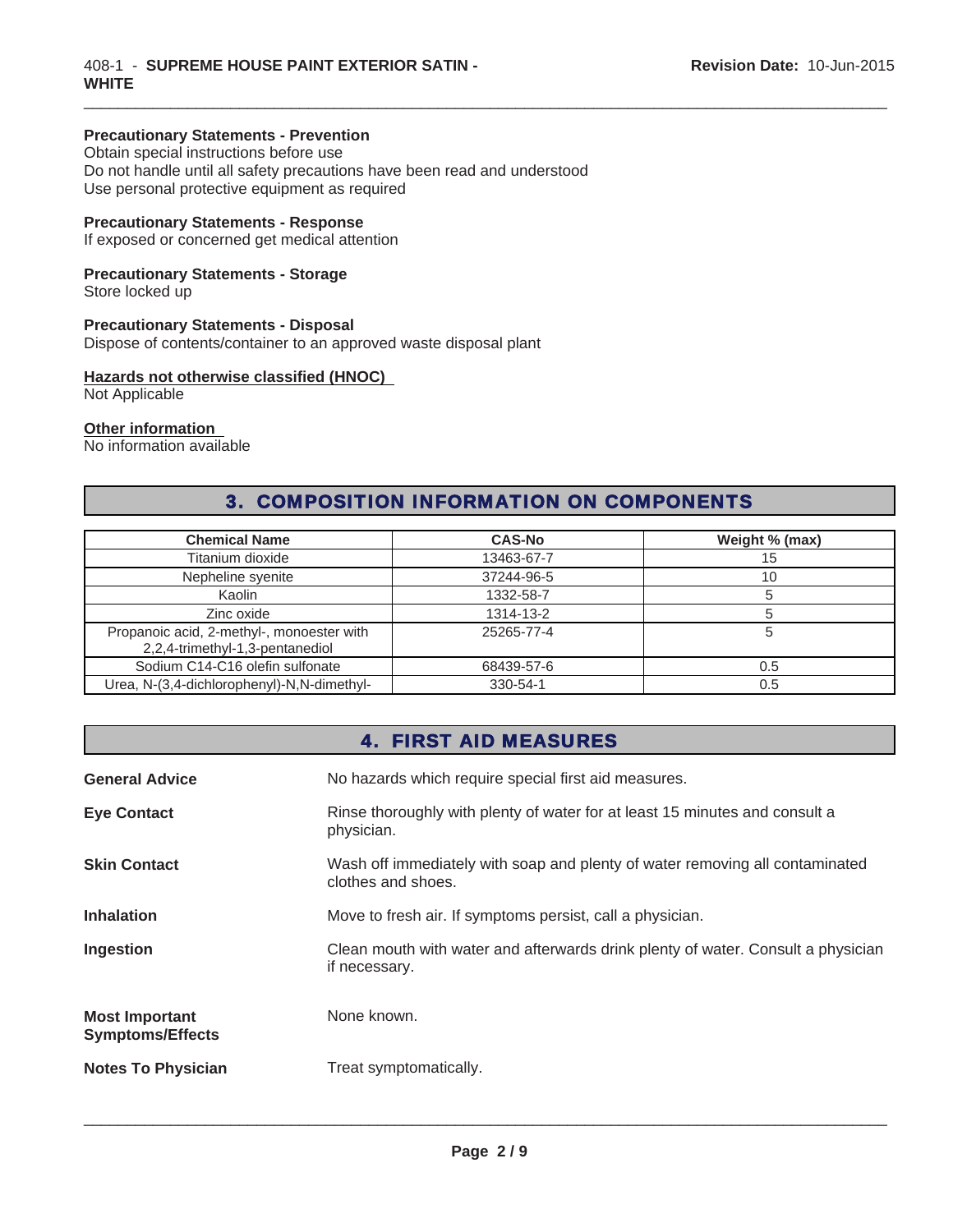**Precautionary Statements - Prevention**
Obtain special instructions before use
Do not handle until all safety precautions have been read and understood
Use personal protective equipment as required

**Precautionary Statements - Response**
If exposed or concerned get medical attention

**Precautionary Statements - Storage**
Store locked up

**Precautionary Statements - Disposal**
Dispose of contents/container to an approved waste disposal plant

**Hazards not otherwise classified (HNOC)**
Not Applicable

**Other information**
No information available

## 3. COMPOSITION INFORMATION ON COMPONENTS

| Chemical Name | CAS-No | Weight % (max) |
|---|---|---|
| Titanium dioxide | 13463-67-7 | 15 |
| Nepheline syenite | 37244-96-5 | 10 |
| Kaolin | 1332-58-7 | 5 |
| Zinc oxide | 1314-13-2 | 5 |
| Propanoic acid, 2-methyl-, monoester with 2,2,4-trimethyl-1,3-pentanediol | 25265-77-4 | 5 |
| Sodium C14-C16 olefin sulfonate | 68439-57-6 | 0.5 |
| Urea, N-(3,4-dichlorophenyl)-N,N-dimethyl- | 330-54-1 | 0.5 |

## 4. FIRST AID MEASURES

**General Advice** — No hazards which require special first aid measures.

**Eye Contact** — Rinse thoroughly with plenty of water for at least 15 minutes and consult a physician.

**Skin Contact** — Wash off immediately with soap and plenty of water removing all contaminated clothes and shoes.

**Inhalation** — Move to fresh air. If symptoms persist, call a physician.

**Ingestion** — Clean mouth with water and afterwards drink plenty of water. Consult a physician if necessary.

**Most Important Symptoms/Effects** — None known.

**Notes To Physician** — Treat symptomatically.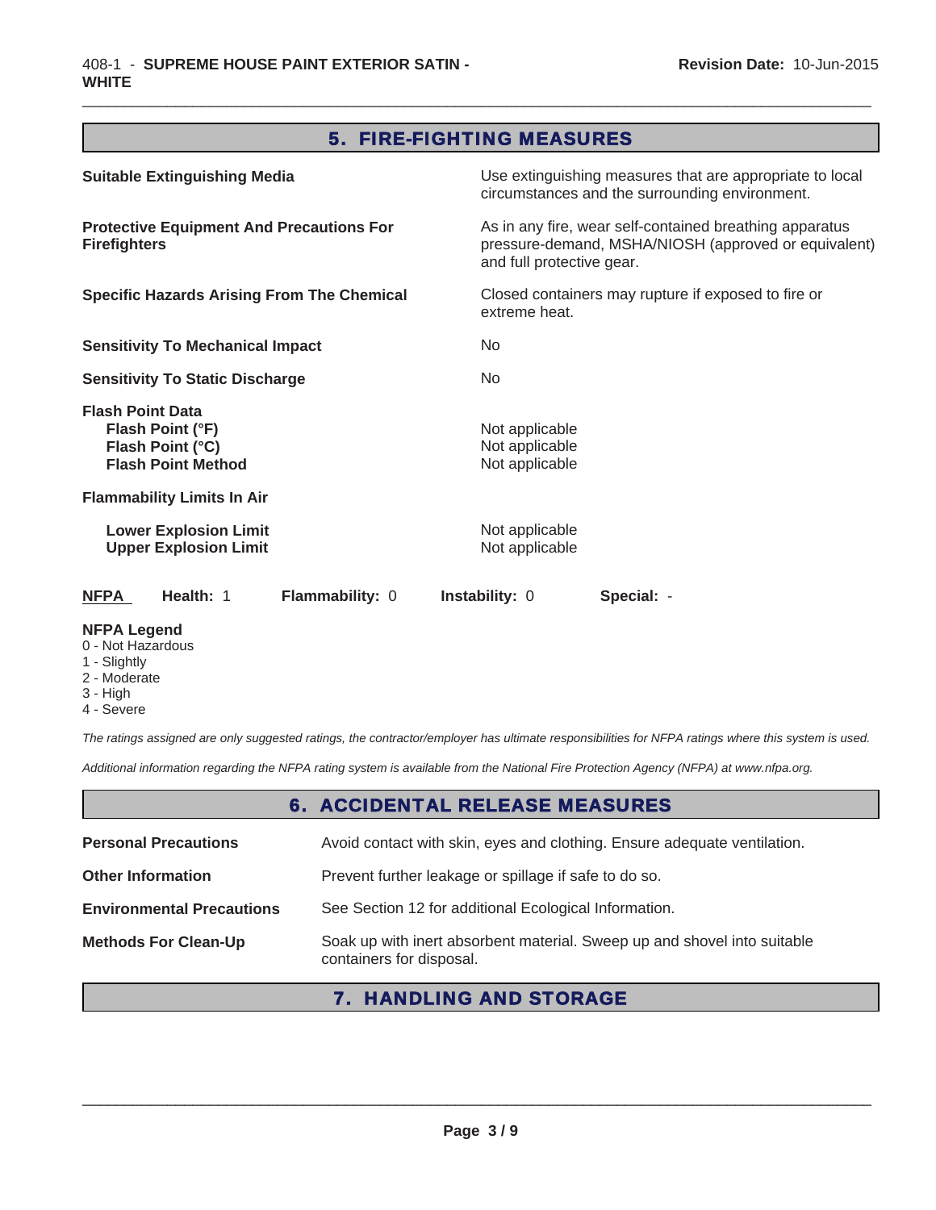## 5. FIRE-FIGHTING MEASURES

| | |
|---|---|
| **Suitable Extinguishing Media** | Use extinguishing measures that are appropriate to local circumstances and the surrounding environment. |
| **Protective Equipment And Precautions For Firefighters** | As in any fire, wear self-contained breathing apparatus pressure-demand, MSHA/NIOSH (approved or equivalent) and full protective gear. |
| **Specific Hazards Arising From The Chemical** | Closed containers may rupture if exposed to fire or extreme heat. |
| **Sensitivity To Mechanical Impact** | No |
| **Sensitivity To Static Discharge** | No |
| **Flash Point Data** | |
| **Flash Point (°F)** | Not applicable |
| **Flash Point (°C)** | Not applicable |
| **Flash Point Method** | Not applicable |
| **Flammability Limits In Air** | |
| **Lower Explosion Limit** | Not applicable |
| **Upper Explosion Limit** | Not applicable |

| NFPA | Health: 1 | Flammability: 0 | Instability: 0 | Special: - |
|---|---|---|---|---|

**NFPA Legend**
0 - Not Hazardous
1 - Slightly
2 - Moderate
3 - High
4 - Severe

*The ratings assigned are only suggested ratings, the contractor/employer has ultimate responsibilities for NFPA ratings where this system is used.*

*Additional information regarding the NFPA rating system is available from the National Fire Protection Agency (NFPA) at www.nfpa.org.*

## 6. ACCIDENTAL RELEASE MEASURES

| | |
|---|---|
| **Personal Precautions** | Avoid contact with skin, eyes and clothing. Ensure adequate ventilation. |
| **Other Information** | Prevent further leakage or spillage if safe to do so. |
| **Environmental Precautions** | See Section 12 for additional Ecological Information. |
| **Methods For Clean-Up** | Soak up with inert absorbent material. Sweep up and shovel into suitable containers for disposal. |

## 7. HANDLING AND STORAGE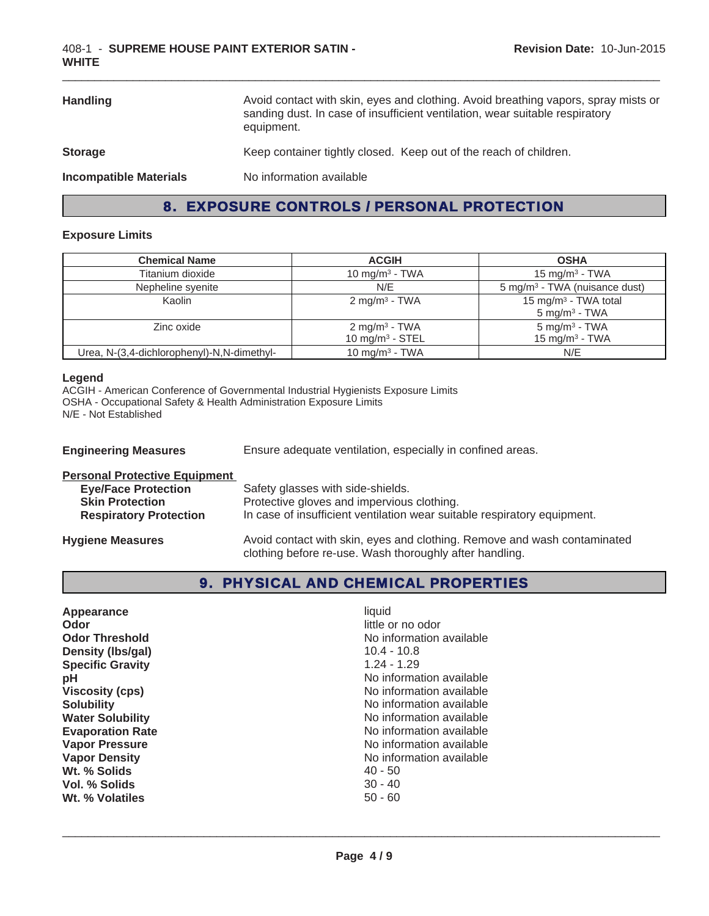**Handling** Avoid contact with skin, eyes and clothing. Avoid breathing vapors, spray mists or sanding dust. In case of insufficient ventilation, wear suitable respiratory equipment.

**Storage** Keep container tightly closed. Keep out of the reach of children.

**Incompatible Materials** No information available

## 8. EXPOSURE CONTROLS / PERSONAL PROTECTION

### Exposure Limits

| Chemical Name | ACGIH | OSHA |
|---|---|---|
| Titanium dioxide | 10 mg/m³ - TWA | 15 mg/m³ - TWA |
| Nepheline syenite | N/E | 5 mg/m³ - TWA (nuisance dust) |
| Kaolin | 2 mg/m³ - TWA | 15 mg/m³ - TWA total<br>5 mg/m³ - TWA |
| Zinc oxide | 2 mg/m³ - TWA<br>10 mg/m³ - STEL | 5 mg/m³ - TWA<br>15 mg/m³ - TWA |
| Urea, N-(3,4-dichlorophenyl)-N,N-dimethyl- | 10 mg/m³ - TWA | N/E |

**Legend**
ACGIH - American Conference of Governmental Industrial Hygienists Exposure Limits
OSHA - Occupational Safety & Health Administration Exposure Limits
N/E - Not Established

**Engineering Measures** Ensure adequate ventilation, especially in confined areas.

**Personal Protective Equipment**
- **Eye/Face Protection** Safety glasses with side-shields.
- **Skin Protection** Protective gloves and impervious clothing.
- **Respiratory Protection** In case of insufficient ventilation wear suitable respiratory equipment.

**Hygiene Measures** Avoid contact with skin, eyes and clothing. Remove and wash contaminated clothing before re-use. Wash thoroughly after handling.

## 9. PHYSICAL AND CHEMICAL PROPERTIES

| | |
|---|---|
| **Appearance** | liquid |
| **Odor** | little or no odor |
| **Odor Threshold** | No information available |
| **Density (lbs/gal)** | 10.4 - 10.8 |
| **Specific Gravity** | 1.24 - 1.29 |
| **pH** | No information available |
| **Viscosity (cps)** | No information available |
| **Solubility** | No information available |
| **Water Solubility** | No information available |
| **Evaporation Rate** | No information available |
| **Vapor Pressure** | No information available |
| **Vapor Density** | No information available |
| **Wt. % Solids** | 40 - 50 |
| **Vol. % Solids** | 30 - 40 |
| **Wt. % Volatiles** | 50 - 60 |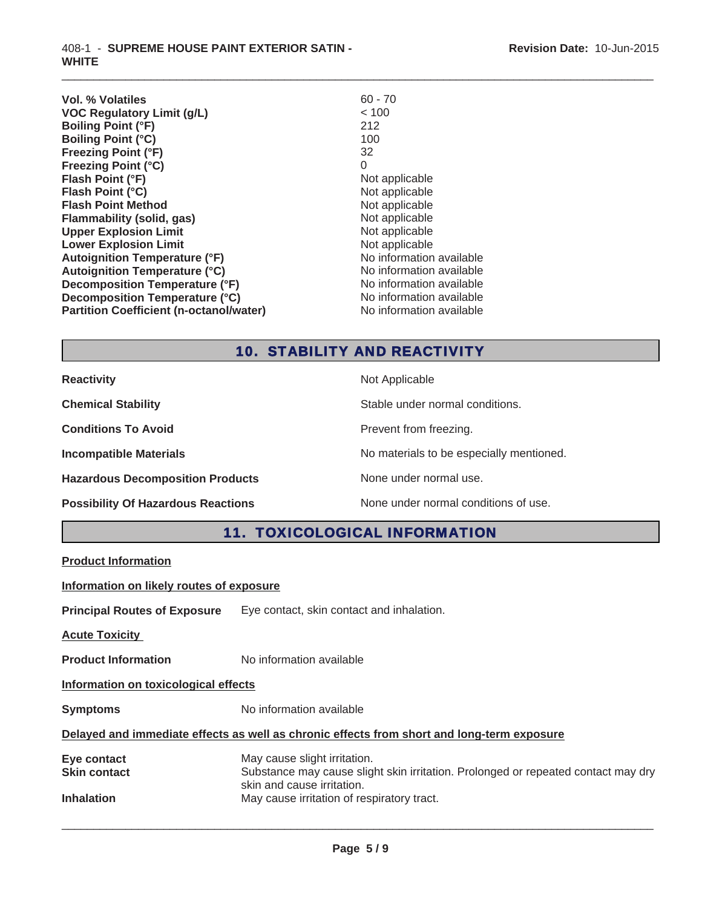| | |
|---|---|
| **Vol. % Volatiles** | 60 - 70 |
| **VOC Regulatory Limit (g/L)** | < 100 |
| **Boiling Point (°F)** | 212 |
| **Boiling Point (°C)** | 100 |
| **Freezing Point (°F)** | 32 |
| **Freezing Point (°C)** | 0 |
| **Flash Point (°F)** | Not applicable |
| **Flash Point (°C)** | Not applicable |
| **Flash Point Method** | Not applicable |
| **Flammability (solid, gas)** | Not applicable |
| **Upper Explosion Limit** | Not applicable |
| **Lower Explosion Limit** | Not applicable |
| **Autoignition Temperature (°F)** | No information available |
| **Autoignition Temperature (°C)** | No information available |
| **Decomposition Temperature (°F)** | No information available |
| **Decomposition Temperature (°C)** | No information available |
| **Partition Coefficient (n-octanol/water)** | No information available |

## 10. STABILITY AND REACTIVITY

| | |
|---|---|
| **Reactivity** | Not Applicable |
| **Chemical Stability** | Stable under normal conditions. |
| **Conditions To Avoid** | Prevent from freezing. |
| **Incompatible Materials** | No materials to be especially mentioned. |
| **Hazardous Decomposition Products** | None under normal use. |
| **Possibility Of Hazardous Reactions** | None under normal conditions of use. |

## 11. TOXICOLOGICAL INFORMATION

**Product Information**

**Information on likely routes of exposure**

**Principal Routes of Exposure** Eye contact, skin contact and inhalation.

**Acute Toxicity**

**Product Information** No information available

**Information on toxicological effects**

**Symptoms** No information available

**Delayed and immediate effects as well as chronic effects from short and long-term exposure**

| | |
|---|---|
| **Eye contact** | May cause slight irritation. |
| **Skin contact** | Substance may cause slight skin irritation. Prolonged or repeated contact may dry skin and cause irritation. |
| **Inhalation** | May cause irritation of respiratory tract. |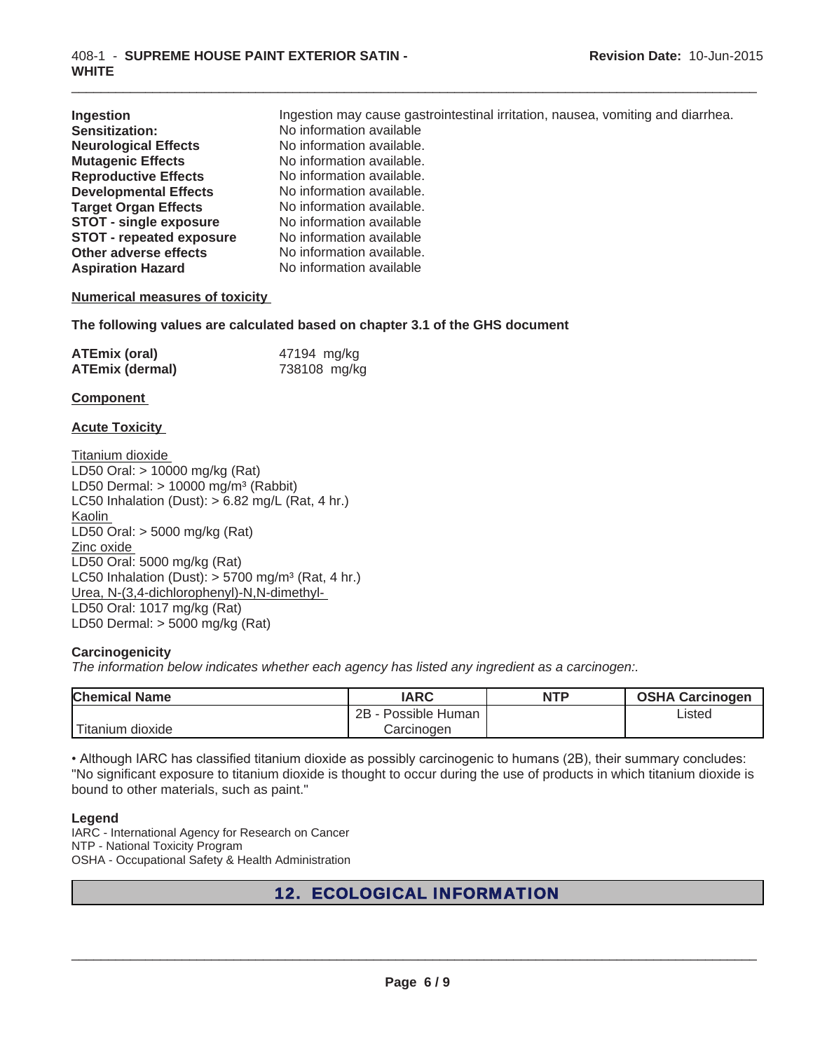| | |
|---|---|
| **Ingestion** | Ingestion may cause gastrointestinal irritation, nausea, vomiting and diarrhea. |
| **Sensitization:** | No information available |
| **Neurological Effects** | No information available. |
| **Mutagenic Effects** | No information available. |
| **Reproductive Effects** | No information available. |
| **Developmental Effects** | No information available. |
| **Target Organ Effects** | No information available. |
| **STOT - single exposure** | No information available |
| **STOT - repeated exposure** | No information available |
| **Other adverse effects** | No information available. |
| **Aspiration Hazard** | No information available |

**Numerical measures of toxicity**

**The following values are calculated based on chapter 3.1 of the GHS document**

| | |
|---|---|
| **ATEmix (oral)** | 47194 mg/kg |
| **ATEmix (dermal)** | 738108 mg/kg |

**Component**

**Acute Toxicity**

Titanium dioxide
LD50 Oral: > 10000 mg/kg (Rat)
LD50 Dermal: > 10000 mg/m³ (Rabbit)
LC50 Inhalation (Dust): > 6.82 mg/L (Rat, 4 hr.)
Kaolin
LD50 Oral: > 5000 mg/kg (Rat)
Zinc oxide
LD50 Oral: 5000 mg/kg (Rat)
LC50 Inhalation (Dust): > 5700 mg/m³ (Rat, 4 hr.)
Urea, N-(3,4-dichlorophenyl)-N,N-dimethyl-
LD50 Oral: 1017 mg/kg (Rat)
LD50 Dermal: > 5000 mg/kg (Rat)

**Carcinogenicity**

*The information below indicates whether each agency has listed any ingredient as a carcinogen:.*

| Chemical Name | IARC | NTP | OSHA Carcinogen |
|---|---|---|---|
| Titanium dioxide | 2B - Possible Human Carcinogen | | Listed |

• Although IARC has classified titanium dioxide as possibly carcinogenic to humans (2B), their summary concludes: "No significant exposure to titanium dioxide is thought to occur during the use of products in which titanium dioxide is bound to other materials, such as paint."

**Legend**

IARC - International Agency for Research on Cancer
NTP - National Toxicity Program
OSHA - Occupational Safety & Health Administration

## 12. ECOLOGICAL INFORMATION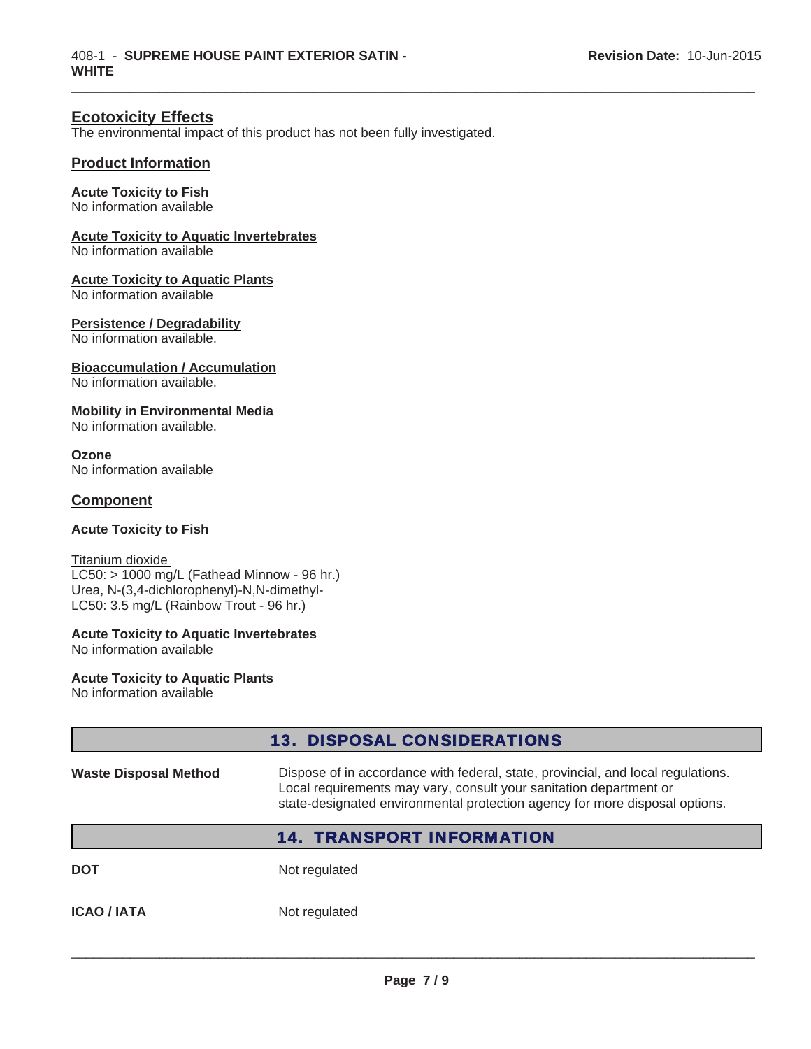## Ecotoxicity Effects

The environmental impact of this product has not been fully investigated.

### Product Information

**Acute Toxicity to Fish**
No information available

**Acute Toxicity to Aquatic Invertebrates**
No information available

**Acute Toxicity to Aquatic Plants**
No information available

**Persistence / Degradability**
No information available.

**Bioaccumulation / Accumulation**
No information available.

**Mobility in Environmental Media**
No information available.

**Ozone**
No information available

### Component

**Acute Toxicity to Fish**

Titanium dioxide
LC50: > 1000 mg/L (Fathead Minnow - 96 hr.)
Urea, N-(3,4-dichlorophenyl)-N,N-dimethyl-
LC50: 3.5 mg/L (Rainbow Trout - 96 hr.)

**Acute Toxicity to Aquatic Invertebrates**
No information available

**Acute Toxicity to Aquatic Plants**
No information available

## 13. DISPOSAL CONSIDERATIONS

| | |
|---|---|
| **Waste Disposal Method** | Dispose of in accordance with federal, state, provincial, and local regulations. Local requirements may vary, consult your sanitation department or state-designated environmental protection agency for more disposal options. |

## 14. TRANSPORT INFORMATION

| | |
|---|---|
| **DOT** | Not regulated |
| **ICAO / IATA** | Not regulated |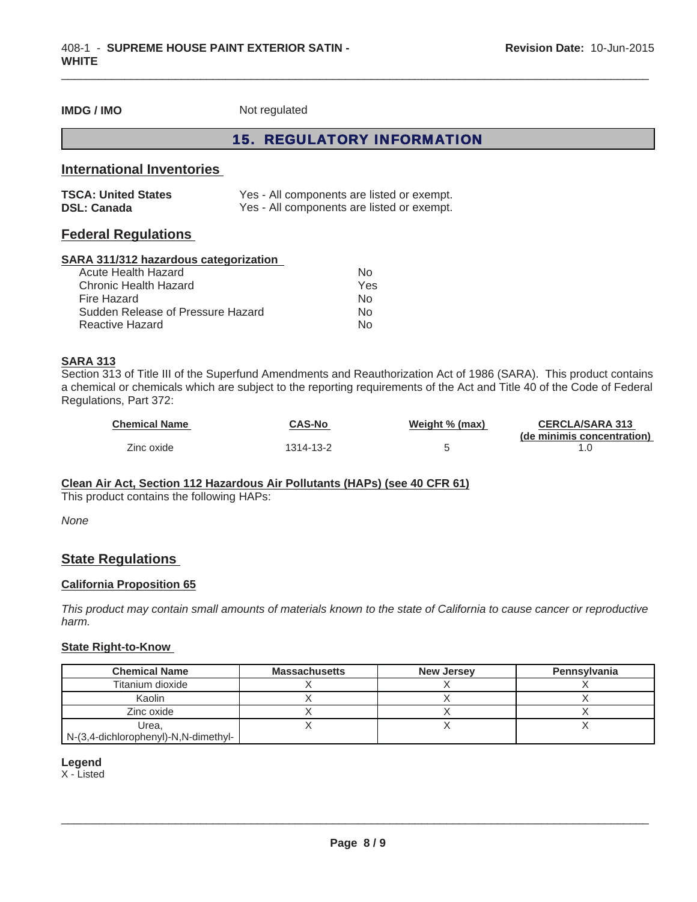**IMDG / IMO** Not regulated

## 15. REGULATORY INFORMATION

### International Inventories

**TSCA: United States** Yes - All components are listed or exempt.
**DSL: Canada** Yes - All components are listed or exempt.

### Federal Regulations

**SARA 311/312 hazardous categorization**

| | |
|---|---|
| Acute Health Hazard | No |
| Chronic Health Hazard | Yes |
| Fire Hazard | No |
| Sudden Release of Pressure Hazard | No |
| Reactive Hazard | No |

**SARA 313**

Section 313 of Title III of the Superfund Amendments and Reauthorization Act of 1986 (SARA). This product contains a chemical or chemicals which are subject to the reporting requirements of the Act and Title 40 of the Code of Federal Regulations, Part 372:

| Chemical Name | CAS-No | Weight % (max) | CERCLA/SARA 313 (de minimis concentration) |
|---|---|---|---|
| Zinc oxide | 1314-13-2 | 5 | 1.0 |

**Clean Air Act, Section 112 Hazardous Air Pollutants (HAPs) (see 40 CFR 61)**

This product contains the following HAPs:

*None*

### State Regulations

**California Proposition 65**

*This product may contain small amounts of materials known to the state of California to cause cancer or reproductive harm.*

**State Right-to-Know**

| Chemical Name | Massachusetts | New Jersey | Pennsylvania |
|---|---|---|---|
| Titanium dioxide | X | X | X |
| Kaolin | X | X | X |
| Zinc oxide | X | X | X |
| Urea, N-(3,4-dichlorophenyl)-N,N-dimethyl- | X | X | X |

**Legend**

X - Listed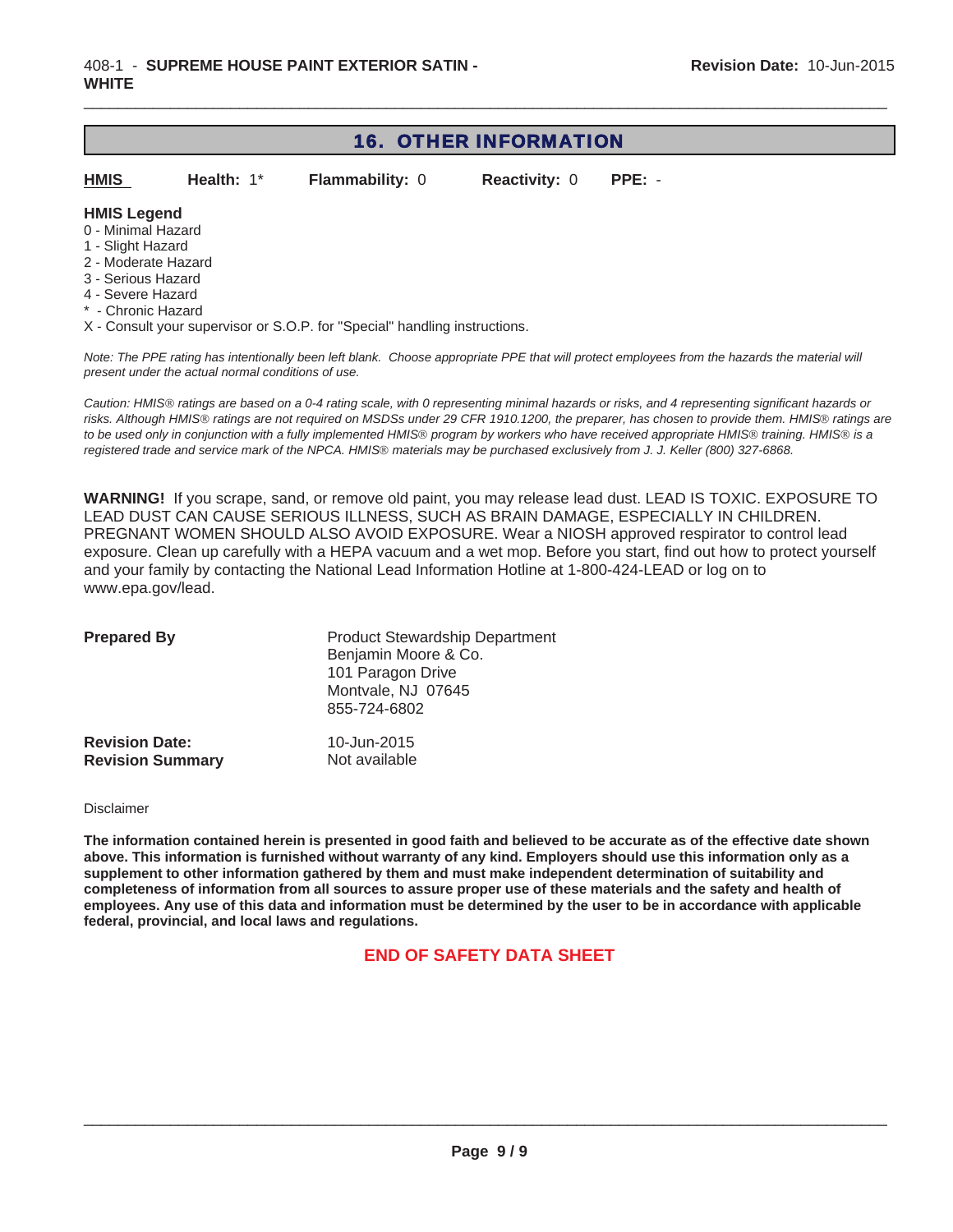## 16. OTHER INFORMATION

| HMIS | Health: 1* | Flammability: 0 | Reactivity: 0 | PPE: - |
|---|---|---|---|---|

**HMIS Legend**
0 - Minimal Hazard
1 - Slight Hazard
2 - Moderate Hazard
3 - Serious Hazard
4 - Severe Hazard
* - Chronic Hazard
X - Consult your supervisor or S.O.P. for "Special" handling instructions.

*Note: The PPE rating has intentionally been left blank. Choose appropriate PPE that will protect employees from the hazards the material will present under the actual normal conditions of use.*

*Caution: HMIS® ratings are based on a 0-4 rating scale, with 0 representing minimal hazards or risks, and 4 representing significant hazards or risks. Although HMIS® ratings are not required on MSDSs under 29 CFR 1910.1200, the preparer, has chosen to provide them. HMIS® ratings are to be used only in conjunction with a fully implemented HMIS® program by workers who have received appropriate HMIS® training. HMIS® is a registered trade and service mark of the NPCA. HMIS® materials may be purchased exclusively from J. J. Keller (800) 327-6868.*

**WARNING!** If you scrape, sand, or remove old paint, you may release lead dust. LEAD IS TOXIC. EXPOSURE TO LEAD DUST CAN CAUSE SERIOUS ILLNESS, SUCH AS BRAIN DAMAGE, ESPECIALLY IN CHILDREN. PREGNANT WOMEN SHOULD ALSO AVOID EXPOSURE. Wear a NIOSH approved respirator to control lead exposure. Clean up carefully with a HEPA vacuum and a wet mop. Before you start, find out how to protect yourself and your family by contacting the National Lead Information Hotline at 1-800-424-LEAD or log on to www.epa.gov/lead.

**Prepared By**
Product Stewardship Department
Benjamin Moore & Co.
101 Paragon Drive
Montvale, NJ 07645
855-724-6802

**Revision Date:** 10-Jun-2015
**Revision Summary** Not available

Disclaimer

**The information contained herein is presented in good faith and believed to be accurate as of the effective date shown above. This information is furnished without warranty of any kind. Employers should use this information only as a supplement to other information gathered by them and must make independent determination of suitability and completeness of information from all sources to assure proper use of these materials and the safety and health of employees. Any use of this data and information must be determined by the user to be in accordance with applicable federal, provincial, and local laws and regulations.**

**END OF SAFETY DATA SHEET**